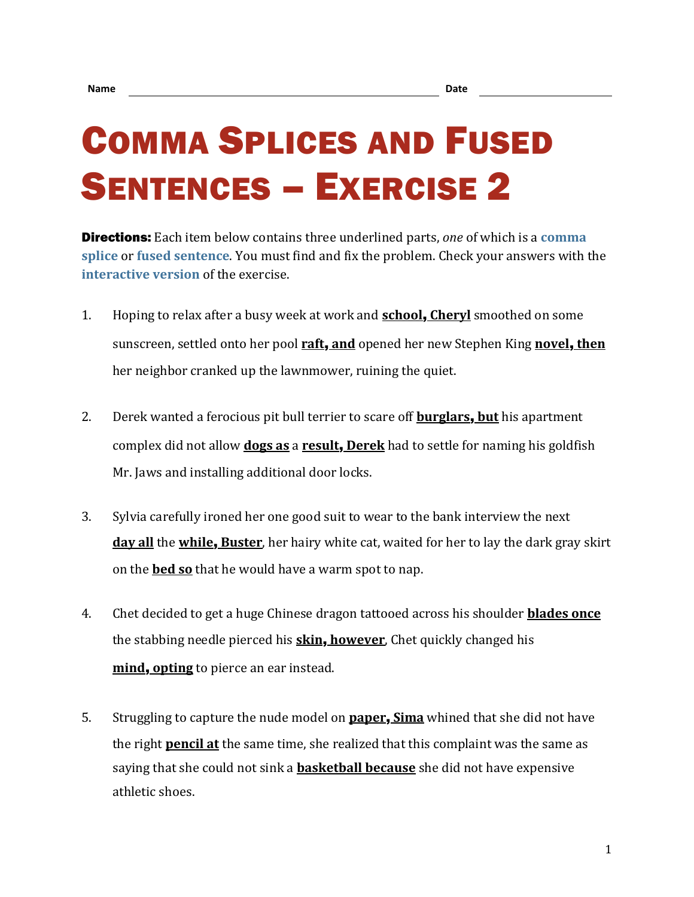Name ______________________________ Date ______________

# Comma Splices and Fused Sentences – Exercise 2

**Directions:** Each item below contains three underlined parts, *one* of which is a **comma splice** or **fused sentence**. You must find and fix the problem. Check your answers with the **interactive version** of the exercise.

1. Hoping to relax after a busy week at work and **school, Cheryl** smoothed on some sunscreen, settled onto her pool **raft, and** opened her new Stephen King **novel, then** her neighbor cranked up the lawnmower, ruining the quiet.

2. Derek wanted a ferocious pit bull terrier to scare off **burglars, but** his apartment complex did not allow **dogs as** a **result, Derek** had to settle for naming his goldfish Mr. Jaws and installing additional door locks.

3. Sylvia carefully ironed her one good suit to wear to the bank interview the next **day all** the **while, Buster**, her hairy white cat, waited for her to lay the dark gray skirt on the **bed so** that he would have a warm spot to nap.

4. Chet decided to get a huge Chinese dragon tattooed across his shoulder **blades once** the stabbing needle pierced his **skin, however**, Chet quickly changed his **mind, opting** to pierce an ear instead.

5. Struggling to capture the nude model on **paper, Sima** whined that she did not have the right **pencil at** the same time, she realized that this complaint was the same as saying that she could not sink a **basketball because** she did not have expensive athletic shoes.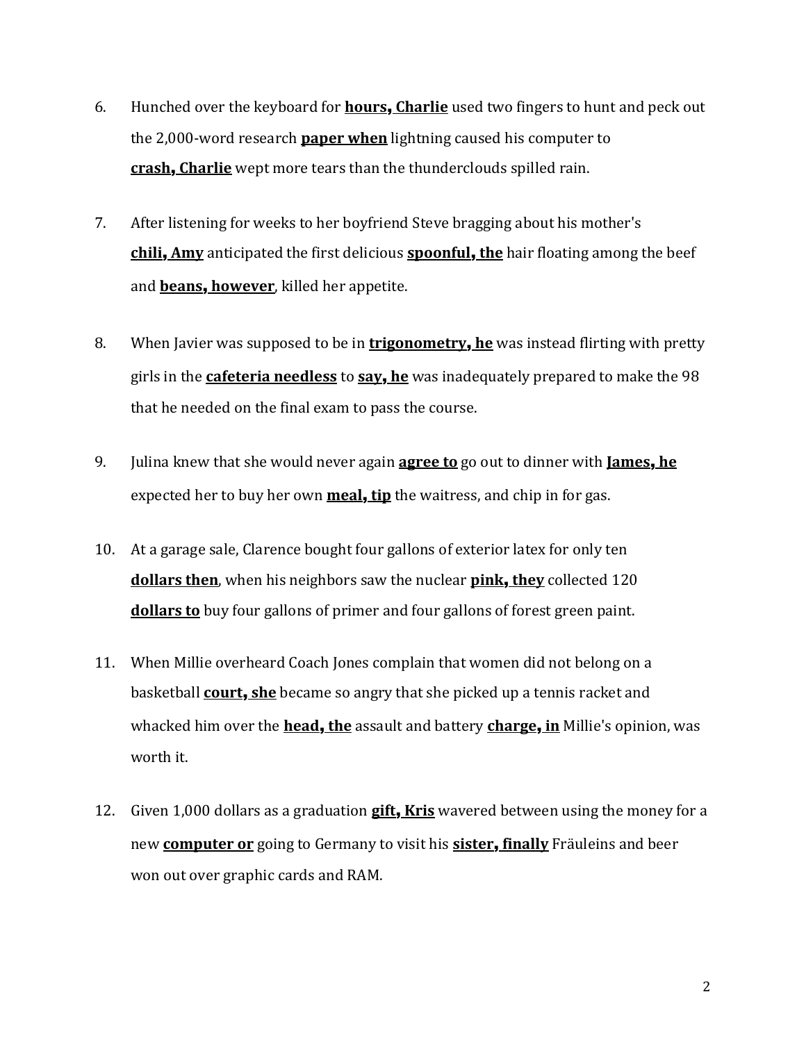6. Hunched over the keyboard for **hours, Charlie** used two fingers to hunt and peck out the 2,000-word research **paper when** lightning caused his computer to **crash, Charlie** wept more tears than the thunderclouds spilled rain.

7. After listening for weeks to her boyfriend Steve bragging about his mother's **chili, Amy** anticipated the first delicious **spoonful, the** hair floating among the beef and **beans, however**, killed her appetite.

8. When Javier was supposed to be in **trigonometry, he** was instead flirting with pretty girls in the **cafeteria needless** to **say, he** was inadequately prepared to make the 98 that he needed on the final exam to pass the course.

9. Julina knew that she would never again **agree to** go out to dinner with **James, he** expected her to buy her own **meal, tip** the waitress, and chip in for gas.

10. At a garage sale, Clarence bought four gallons of exterior latex for only ten **dollars then**, when his neighbors saw the nuclear **pink, they** collected 120 **dollars to** buy four gallons of primer and four gallons of forest green paint.

11. When Millie overheard Coach Jones complain that women did not belong on a basketball **court, she** became so angry that she picked up a tennis racket and whacked him over the **head, the** assault and battery **charge, in** Millie's opinion, was worth it.

12. Given 1,000 dollars as a graduation **gift, Kris** wavered between using the money for a new **computer or** going to Germany to visit his **sister, finally** Fräuleins and beer won out over graphic cards and RAM.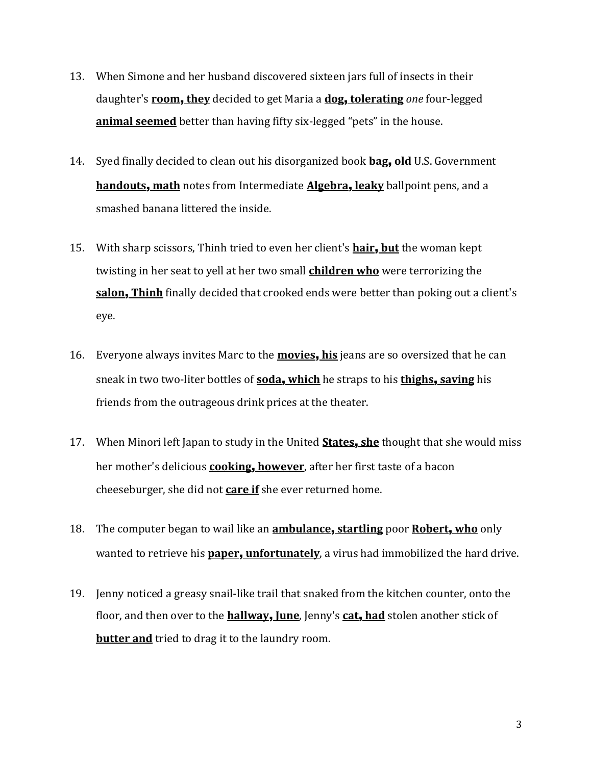13. When Simone and her husband discovered sixteen jars full of insects in their daughter's **room, they** decided to get Maria a **dog, tolerating** *one* four-legged **animal seemed** better than having fifty six-legged "pets" in the house.

14. Syed finally decided to clean out his disorganized book **bag, old** U.S. Government **handouts, math** notes from Intermediate **Algebra, leaky** ballpoint pens, and a smashed banana littered the inside.

15. With sharp scissors, Thinh tried to even her client's **hair, but** the woman kept twisting in her seat to yell at her two small **children who** were terrorizing the **salon, Thinh** finally decided that crooked ends were better than poking out a client's eye.

16. Everyone always invites Marc to the **movies, his** jeans are so oversized that he can sneak in two two-liter bottles of **soda, which** he straps to his **thighs, saving** his friends from the outrageous drink prices at the theater.

17. When Minori left Japan to study in the United **States, she** thought that she would miss her mother's delicious **cooking, however**, after her first taste of a bacon cheeseburger, she did not **care if** she ever returned home.

18. The computer began to wail like an **ambulance, startling** poor **Robert, who** only wanted to retrieve his **paper, unfortunately**, a virus had immobilized the hard drive.

19. Jenny noticed a greasy snail-like trail that snaked from the kitchen counter, onto the floor, and then over to the **hallway, June**, Jenny's **cat, had** stolen another stick of **butter and** tried to drag it to the laundry room.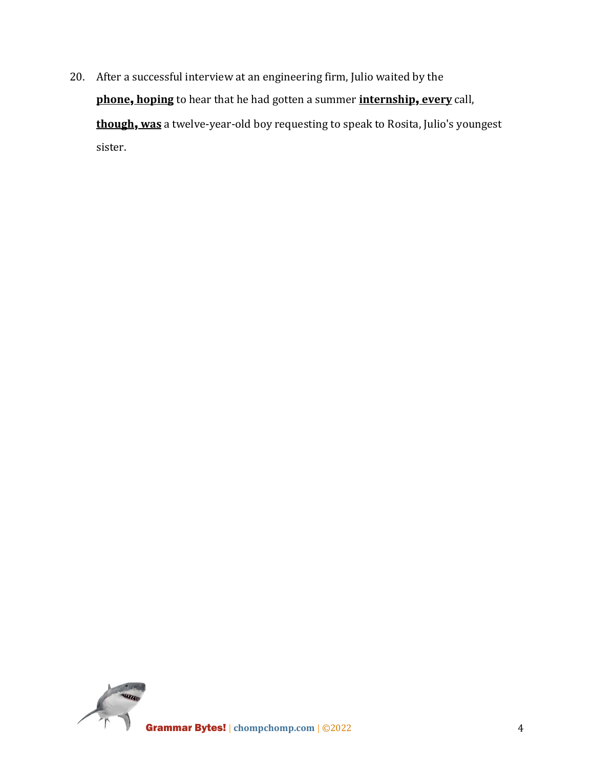20. After a successful interview at an engineering firm, Julio waited by the **<u>phone, hoping</u>** to hear that he had gotten a summer **<u>internship, every</u>** call, **<u>though, was</u>** a twelve-year-old boy requesting to speak to Rosita, Julio's youngest sister.